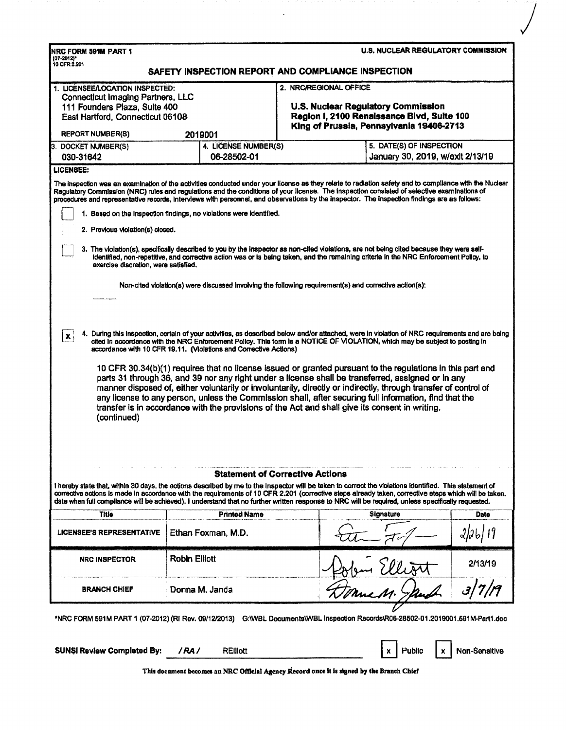**NRC FORM 591M PART 1**
(07-2012)*
10 CFR 2.201

**U.S. NUCLEAR REGULATORY COMMISSION**

## SAFETY INSPECTION REPORT AND COMPLIANCE INSPECTION

| 1. LICENSEE/LOCATION INSPECTED: | | 2. NRC/REGIONAL OFFICE |
|---|---|---|
| Connecticut Imaging Partners, LLC<br>111 Founders Plaza, Suite 400<br>East Hartford, Connecticut 06108<br><br>REPORT NUMBER(S) 2019001 | | **U.S. Nuclear Regulatory Commission**<br>**Region I, 2100 Renaissance Blvd, Suite 100**<br>**King of Prussia, Pennsylvania 19406-2713** |
| 3. DOCKET NUMBER(S)<br>030-31642 | 4. LICENSE NUMBER(S)<br>06-28502-01 | 5. DATE(S) OF INSPECTION<br>January 30, 2019, w/exit 2/13/19 |

**LICENSEE:**

The inspection was an examination of the activities conducted under your license as they relate to radiation safety and to compliance with the Nuclear Regulatory Commission (NRC) rules and regulations and the conditions of your license. The inspection consisted of selective examinations of procedures and representative records, interviews with personnel, and observations by the inspector. The inspection findings are as follows:

☐ 1. Based on the inspection findings, no violations were identified.

☐ 2. Previous violation(s) closed.

☐ 3. The violation(s), specifically described to you by the inspector as non-cited violations, are not being cited because they were self-identified, non-repetitive, and corrective action was or is being taken, and the remaining criteria in the NRC Enforcement Policy, to exercise discretion, were satisfied.

Non-cited violation(s) were discussed involving the following requirement(s) and corrective action(s):

______

☒ 4. During this inspection, certain of your activities, as described below and/or attached, were in violation of NRC requirements and are being cited in accordance with the NRC Enforcement Policy. This form is a NOTICE OF VIOLATION, which may be subject to posting in accordance with 10 CFR 19.11. (Violations and Corrective Actions)

10 CFR 30.34(b)(1) requires that no license issued or granted pursuant to the regulations in this part and parts 31 through 36, and 39 nor any right under a license shall be transferred, assigned or in any manner disposed of, either voluntarily or involuntarily, directly or indirectly, through transfer of control of any license to any person, unless the Commission shall, after securing full information, find that the transfer is in accordance with the provisions of the Act and shall give its consent in writing. (continued)

### Statement of Corrective Actions

I hereby state that, within 30 days, the actions described by me to the Inspector will be taken to correct the violations identified. This statement of corrective actions is made in accordance with the requirements of 10 CFR 2.201 (corrective steps already taken, corrective steps which will be taken, date when full compliance will be achieved). I understand that no further written response to NRC will be required, unless specifically requested.

| Title | Printed Name | Signature | Date |
|---|---|---|---|
| LICENSEE'S REPRESENTATIVE | Ethan Foxman, M.D. | [signature] | 2/26/19 |
| NRC INSPECTOR | Robin Elliott | Robin Elliott | 2/13/19 |
| BRANCH CHIEF | Donna M. Janda | Donna M. Janda | 3/7/19 |

*NRC FORM 591M PART 1 (07-2012) (RI Rev. 09/12/2013) G:\WBL Documents\WBL Inspection Records\R06-28502-01.2019001.591M-Part1.doc

**SUNSI Review Completed By:** /RA/ RElliott ☒ Public ☒ Non-Sensitive

**This document becomes an NRC Official Agency Record once it is signed by the Branch Chief**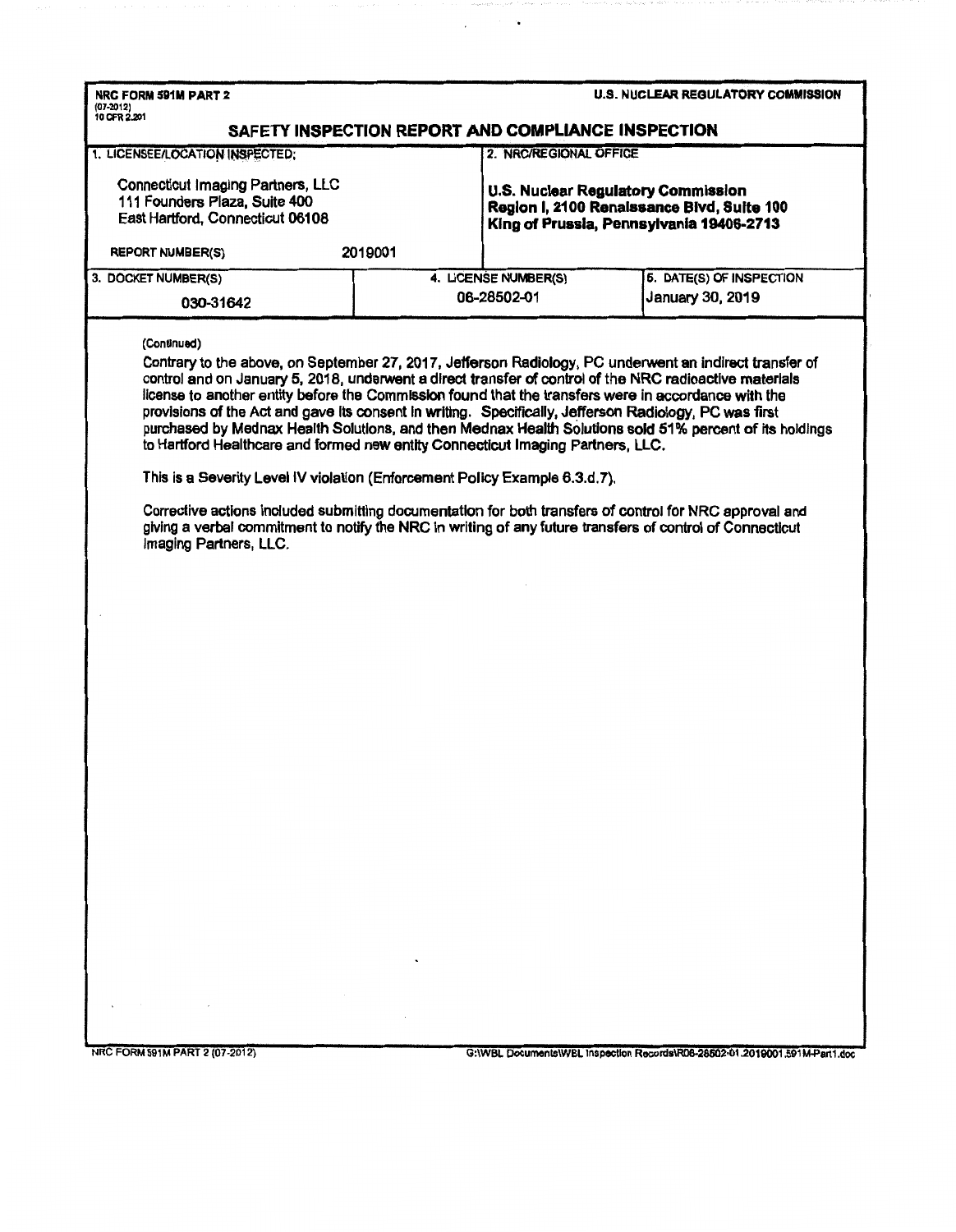NRC FORM 591M PART 2
(07-2012)
10 CFR 2.201

U.S. NUCLEAR REGULATORY COMMISSION

## SAFETY INSPECTION REPORT AND COMPLIANCE INSPECTION

| 1. LICENSEE/LOCATION INSPECTED: | 2. NRC/REGIONAL OFFICE | |
|---|---|---|
| Connecticut Imaging Partners, LLC<br>111 Founders Plaza, Suite 400<br>East Hartford, Connecticut 06108<br><br>REPORT NUMBER(S) 2019001 | **U.S. Nuclear Regulatory Commission**<br>**Region I, 2100 Renaissance Blvd, Suite 100**<br>**King of Prussia, Pennsylvania 19406-2713** | |
| 3. DOCKET NUMBER(S) | 4. LICENSE NUMBER(S) | 5. DATE(S) OF INSPECTION |
| 030-31642 | 06-28502-01 | January 30, 2019 |

(Continued)

Contrary to the above, on September 27, 2017, Jefferson Radiology, PC underwent an indirect transfer of control and on January 5, 2018, underwent a direct transfer of control of the NRC radioactive materials license to another entity before the Commission found that the transfers were in accordance with the provisions of the Act and gave its consent in writing. Specifically, Jefferson Radiology, PC was first purchased by Mednax Health Solutions, and then Mednax Health Solutions sold 51% percent of its holdings to Hartford Healthcare and formed new entity Connecticut Imaging Partners, LLC.

This is a Severity Level IV violation (Enforcement Policy Example 6.3.d.7).

Corrective actions included submitting documentation for both transfers of control for NRC approval and giving a verbal commitment to notify the NRC in writing of any future transfers of control of Connecticut Imaging Partners, LLC.

NRC FORM 591M PART 2 (07-2012)

G:\WBL Documents\WBL Inspection Records\R06-28502-01.2019001.591M-Part1.doc